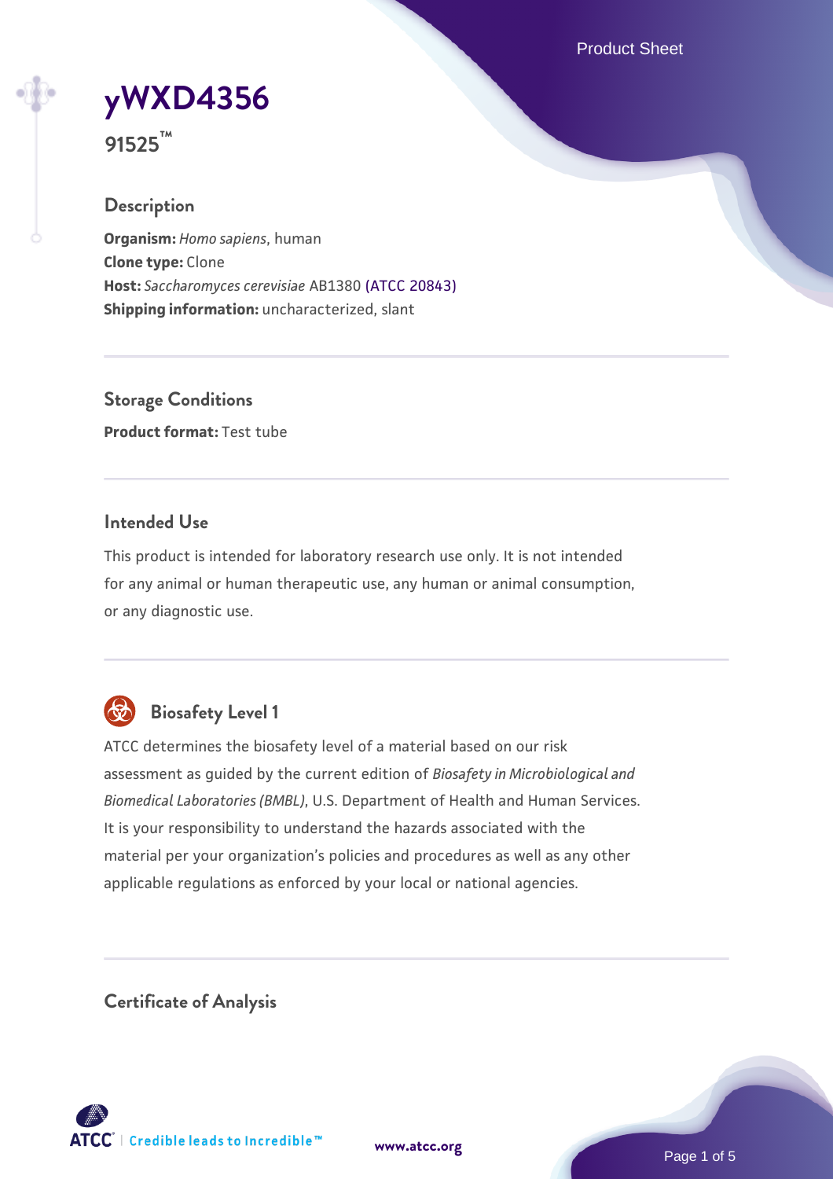# yWXD4356

**91525™**

## Description

**Organism:** *Homo sapiens*, human
**Clone type:** Clone
**Host:** *Saccharomyces cerevisiae* AB1380 (ATCC 20843)
**Shipping information:** uncharacterized, slant

## Storage Conditions

**Product format:** Test tube

## Intended Use

This product is intended for laboratory research use only. It is not intended for any animal or human therapeutic use, any human or animal consumption, or any diagnostic use.

## Biosafety Level 1

ATCC determines the biosafety level of a material based on our risk assessment as guided by the current edition of *Biosafety in Microbiological and Biomedical Laboratories (BMBL)*, U.S. Department of Health and Human Services. It is your responsibility to understand the hazards associated with the material per your organization's policies and procedures as well as any other applicable regulations as enforced by your local or national agencies.

## Certificate of Analysis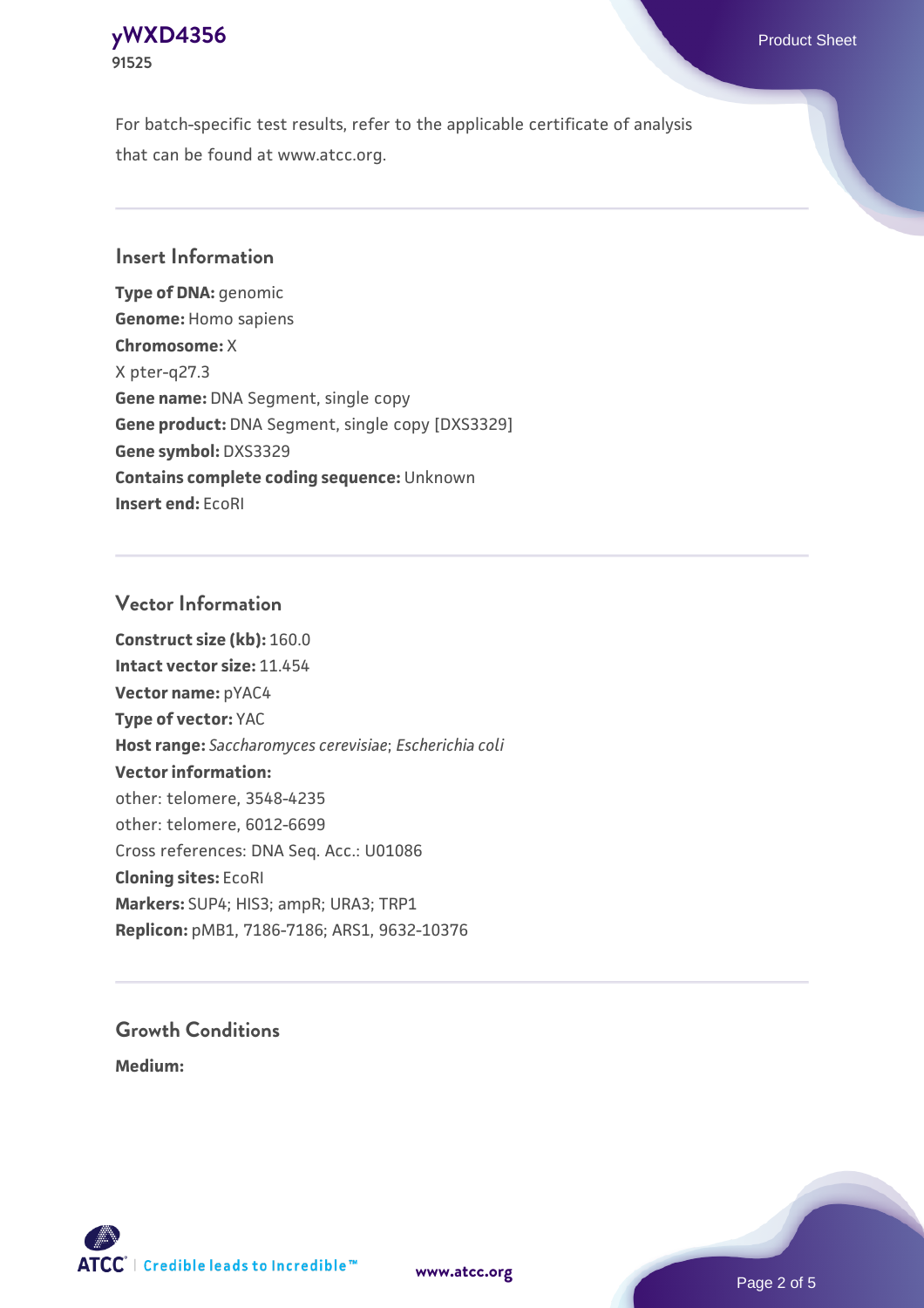For batch-specific test results, refer to the applicable certificate of analysis that can be found at www.atcc.org.

## Insert Information

**Type of DNA:** genomic
**Genome:** Homo sapiens
**Chromosome:** X
X pter-q27.3
**Gene name:** DNA Segment, single copy
**Gene product:** DNA Segment, single copy [DXS3329]
**Gene symbol:** DXS3329
**Contains complete coding sequence:** Unknown
**Insert end:** EcoRI

## Vector Information

**Construct size (kb):** 160.0
**Intact vector size:** 11.454
**Vector name:** pYAC4
**Type of vector:** YAC
**Host range:** *Saccharomyces cerevisiae*; *Escherichia coli*
**Vector information:**
other: telomere, 3548-4235
other: telomere, 6012-6699
Cross references: DNA Seq. Acc.: U01086
**Cloning sites:** EcoRI
**Markers:** SUP4; HIS3; ampR; URA3; TRP1
**Replicon:** pMB1, 7186-7186; ARS1, 9632-10376

## Growth Conditions

**Medium:**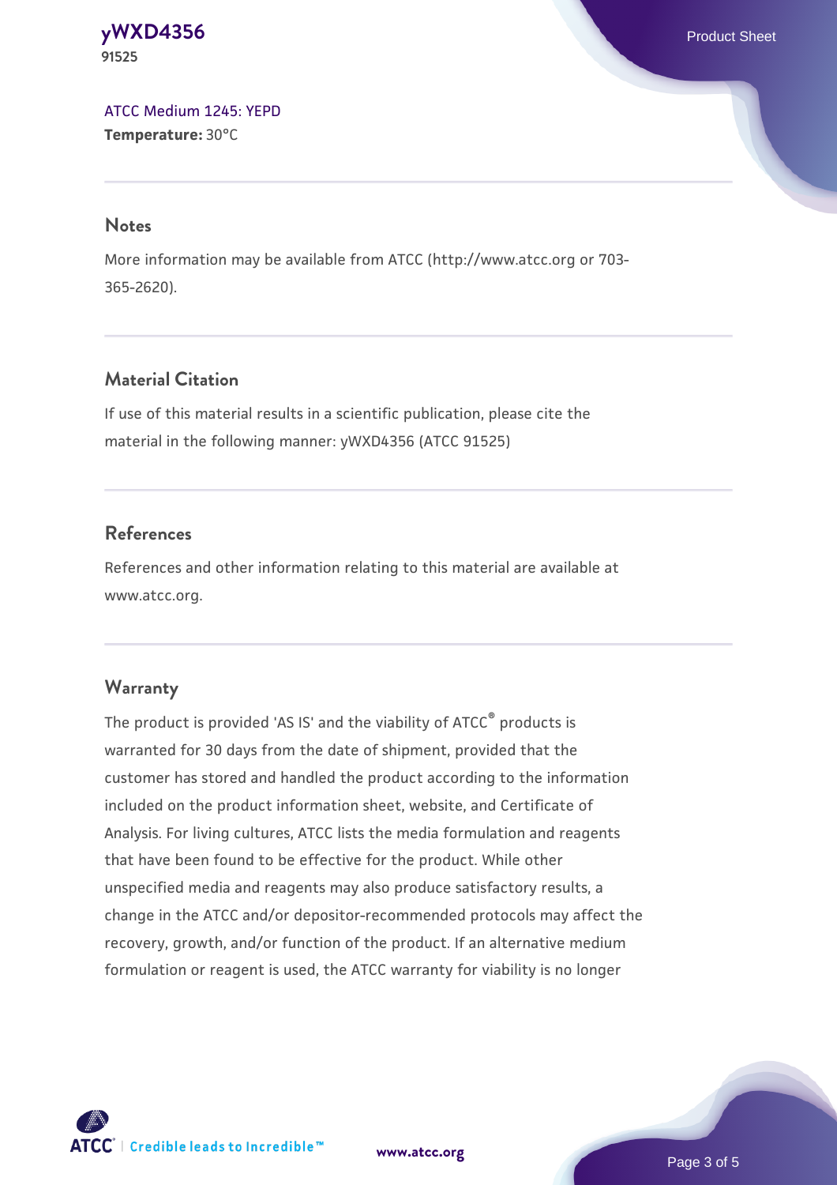ATCC Medium 1245: YEPD
**Temperature:** 30°C

## Notes

More information may be available from ATCC (http://www.atcc.org or 703-365-2620).

## Material Citation

If use of this material results in a scientific publication, please cite the material in the following manner: yWXD4356 (ATCC 91525)

## References

References and other information relating to this material are available at www.atcc.org.

## Warranty

The product is provided 'AS IS' and the viability of ATCC® products is warranted for 30 days from the date of shipment, provided that the customer has stored and handled the product according to the information included on the product information sheet, website, and Certificate of Analysis. For living cultures, ATCC lists the media formulation and reagents that have been found to be effective for the product. While other unspecified media and reagents may also produce satisfactory results, a change in the ATCC and/or depositor-recommended protocols may affect the recovery, growth, and/or function of the product. If an alternative medium formulation or reagent is used, the ATCC warranty for viability is no longer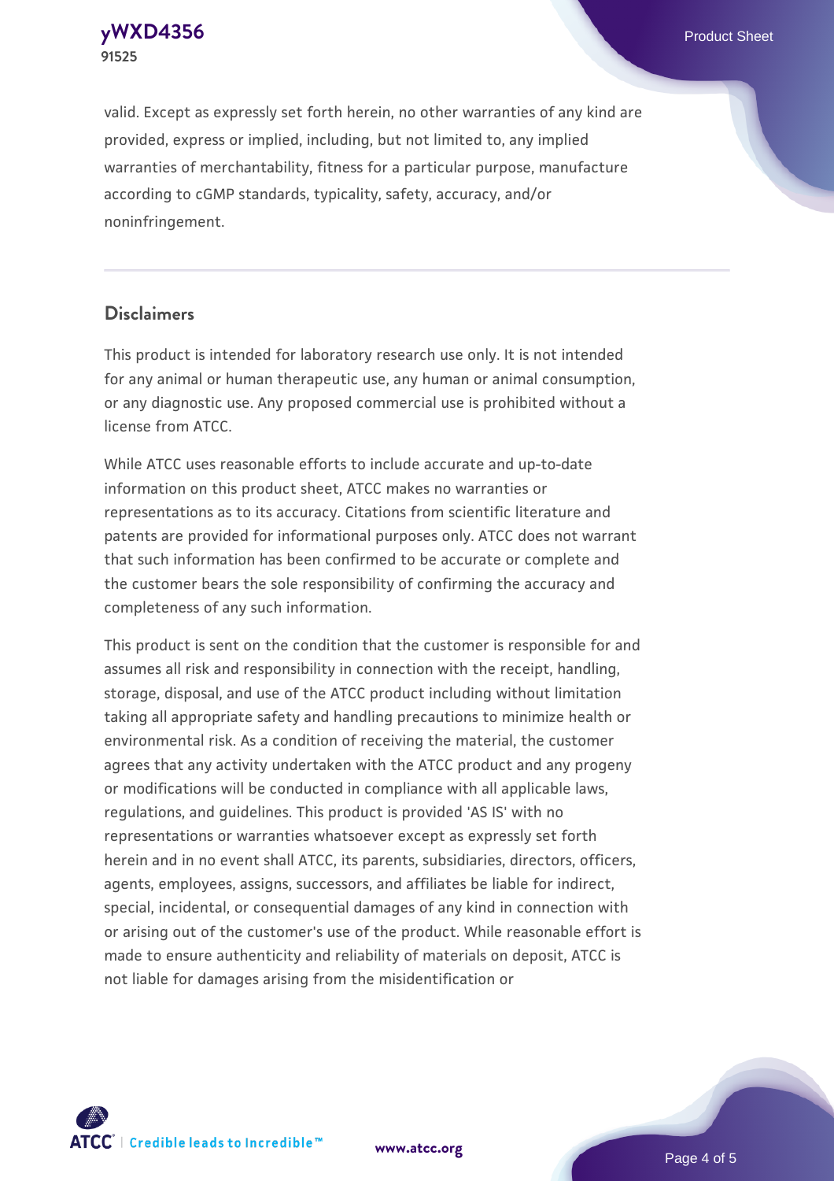valid. Except as expressly set forth herein, no other warranties of any kind are provided, express or implied, including, but not limited to, any implied warranties of merchantability, fitness for a particular purpose, manufacture according to cGMP standards, typicality, safety, accuracy, and/or noninfringement.

## Disclaimers

This product is intended for laboratory research use only. It is not intended for any animal or human therapeutic use, any human or animal consumption, or any diagnostic use. Any proposed commercial use is prohibited without a license from ATCC.

While ATCC uses reasonable efforts to include accurate and up-to-date information on this product sheet, ATCC makes no warranties or representations as to its accuracy. Citations from scientific literature and patents are provided for informational purposes only. ATCC does not warrant that such information has been confirmed to be accurate or complete and the customer bears the sole responsibility of confirming the accuracy and completeness of any such information.

This product is sent on the condition that the customer is responsible for and assumes all risk and responsibility in connection with the receipt, handling, storage, disposal, and use of the ATCC product including without limitation taking all appropriate safety and handling precautions to minimize health or environmental risk. As a condition of receiving the material, the customer agrees that any activity undertaken with the ATCC product and any progeny or modifications will be conducted in compliance with all applicable laws, regulations, and guidelines. This product is provided 'AS IS' with no representations or warranties whatsoever except as expressly set forth herein and in no event shall ATCC, its parents, subsidiaries, directors, officers, agents, employees, assigns, successors, and affiliates be liable for indirect, special, incidental, or consequential damages of any kind in connection with or arising out of the customer's use of the product. While reasonable effort is made to ensure authenticity and reliability of materials on deposit, ATCC is not liable for damages arising from the misidentification or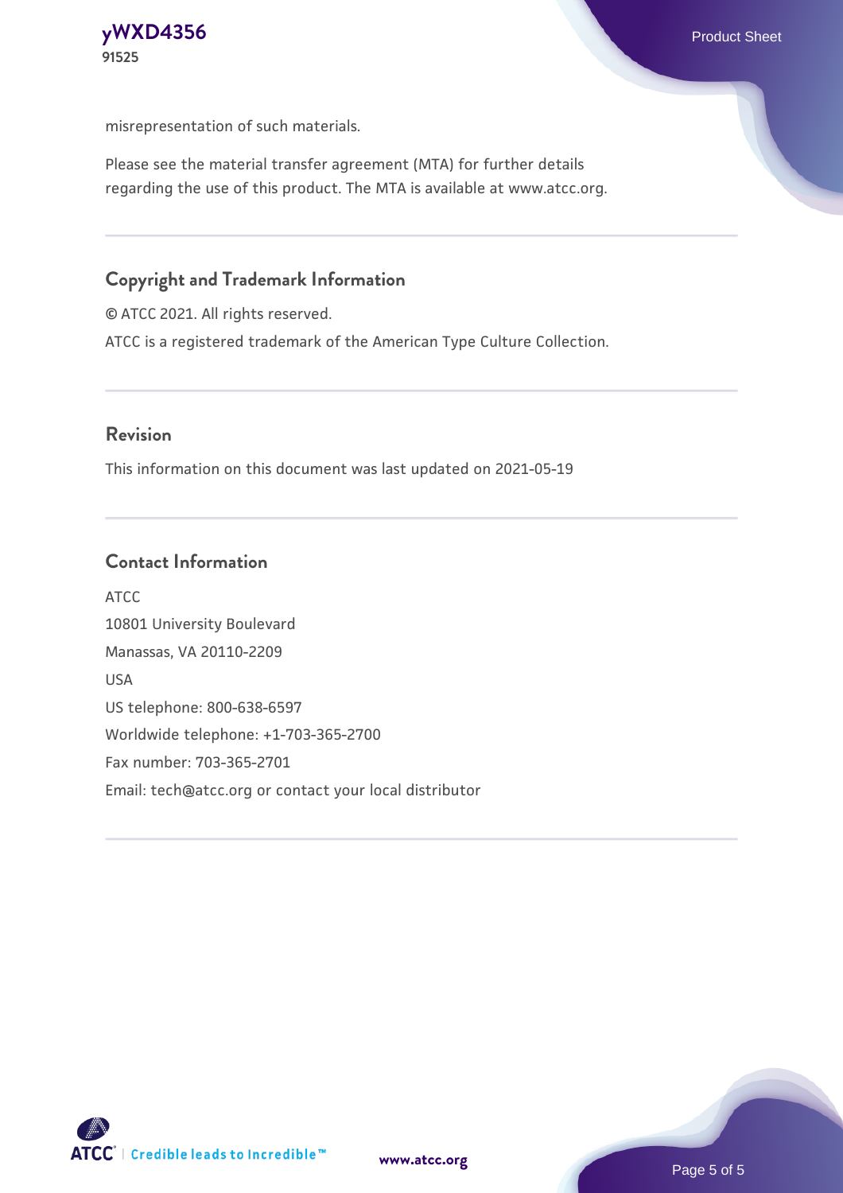misrepresentation of such materials.

Please see the material transfer agreement (MTA) for further details regarding the use of this product. The MTA is available at www.atcc.org.

## Copyright and Trademark Information

© ATCC 2021. All rights reserved.

ATCC is a registered trademark of the American Type Culture Collection.

## Revision

This information on this document was last updated on 2021-05-19

## Contact Information

ATCC
10801 University Boulevard
Manassas, VA 20110-2209
USA
US telephone: 800-638-6597
Worldwide telephone: +1-703-365-2700
Fax number: 703-365-2701
Email: tech@atcc.org or contact your local distributor